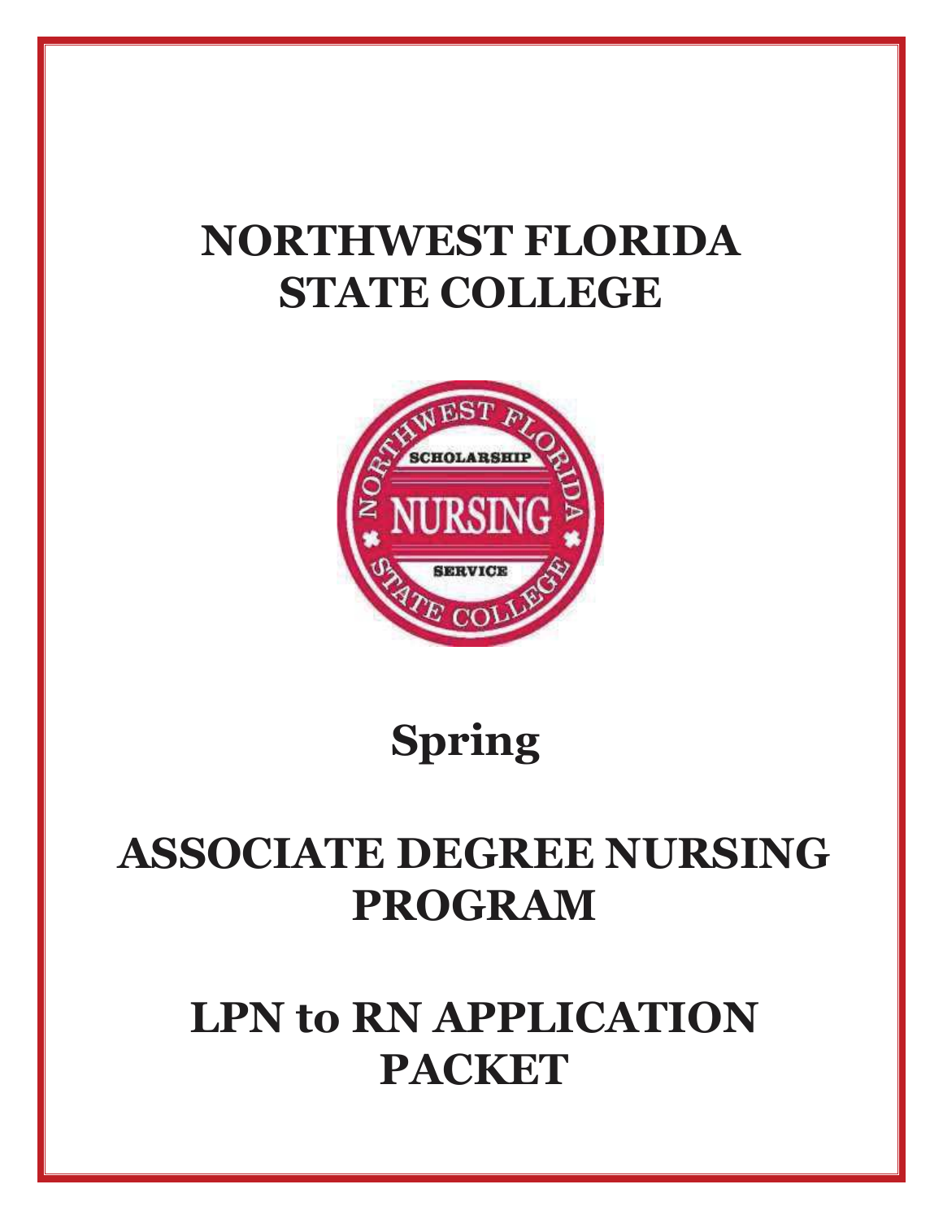# NORTHWEST FLORIDA STATE COLLEGE

# Spring

# ASSOCIATE DEGREE NURSING PROGRAM

# LPN to RN APPLICATION PACKET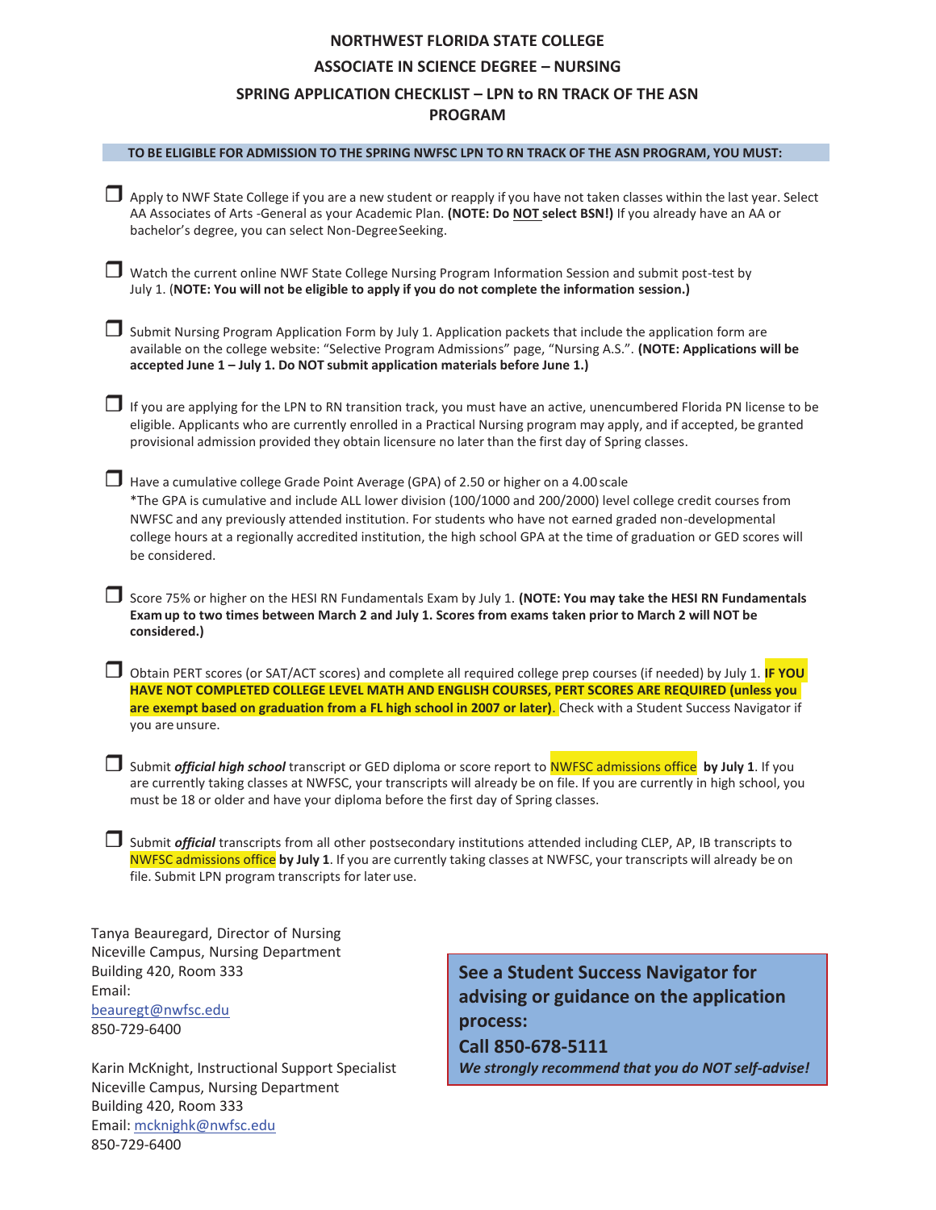# NORTHWEST FLORIDA STATE COLLEGE

## ASSOCIATE IN SCIENCE DEGREE – NURSING

## SPRING APPLICATION CHECKLIST – LPN to RN TRACK OF THE ASN PROGRAM

**TO BE ELIGIBLE FOR ADMISSION TO THE SPRING NWFSC LPN TO RN TRACK OF THE ASN PROGRAM, YOU MUST:**

- ❒ Apply to NWF State College if you are a new student or reapply if you have not taken classes within the last year. Select AA Associates of Arts -General as your Academic Plan. **(NOTE: Do NOT select BSN!)** If you already have an AA or bachelor's degree, you can select Non-Degree Seeking.

- ❒ Watch the current online NWF State College Nursing Program Information Session and submit post-test by July 1. (**NOTE: You will not be eligible to apply if you do not complete the information session.)**

- ❒ Submit Nursing Program Application Form by July 1. Application packets that include the application form are available on the college website: "Selective Program Admissions" page, "Nursing A.S.". **(NOTE: Applications will be accepted June 1 – July 1. Do NOT submit application materials before June 1.)**

- ❒ If you are applying for the LPN to RN transition track, you must have an active, unencumbered Florida PN license to be eligible. Applicants who are currently enrolled in a Practical Nursing program may apply, and if accepted, be granted provisional admission provided they obtain licensure no later than the first day of Spring classes.

- ❒ Have a cumulative college Grade Point Average (GPA) of 2.50 or higher on a 4.00 scale
  *The GPA is cumulative and include ALL lower division (100/1000 and 200/2000) level college credit courses from NWFSC and any previously attended institution. For students who have not earned graded non-developmental college hours at a regionally accredited institution, the high school GPA at the time of graduation or GED scores will be considered.

- ❒ Score 75% or higher on the HESI RN Fundamentals Exam by July 1. **(NOTE: You may take the HESI RN Fundamentals Exam up to two times between March 2 and July 1. Scores from exams taken prior to March 2 will NOT be considered.)**

- ❒ Obtain PERT scores (or SAT/ACT scores) and complete all required college prep courses (if needed) by July 1. **IF YOU HAVE NOT COMPLETED COLLEGE LEVEL MATH AND ENGLISH COURSES, PERT SCORES ARE REQUIRED (unless you are exempt based on graduation from a FL high school in 2007 or later).** Check with a Student Success Navigator if you are unsure.

- ❒ Submit ***official high school*** transcript or GED diploma or score report to NWFSC admissions office **by July 1**. If you are currently taking classes at NWFSC, your transcripts will already be on file. If you are currently in high school, you must be 18 or older and have your diploma before the first day of Spring classes.

- ❒ Submit ***official*** transcripts from all other postsecondary institutions attended including CLEP, AP, IB transcripts to NWFSC admissions office **by July 1**. If you are currently taking classes at NWFSC, your transcripts will already be on file. Submit LPN program transcripts for later use.

Tanya Beauregard, Director of Nursing
Niceville Campus, Nursing Department
Building 420, Room 333
Email:
beauregt@nwfsc.edu
850-729-6400

Karin McKnight, Instructional Support Specialist
Niceville Campus, Nursing Department
Building 420, Room 333
Email: mcknighk@nwfsc.edu
850-729-6400

**See a Student Success Navigator for advising or guidance on the application process:**
**Call 850-678-5111**
***We strongly recommend that you do NOT self-advise!***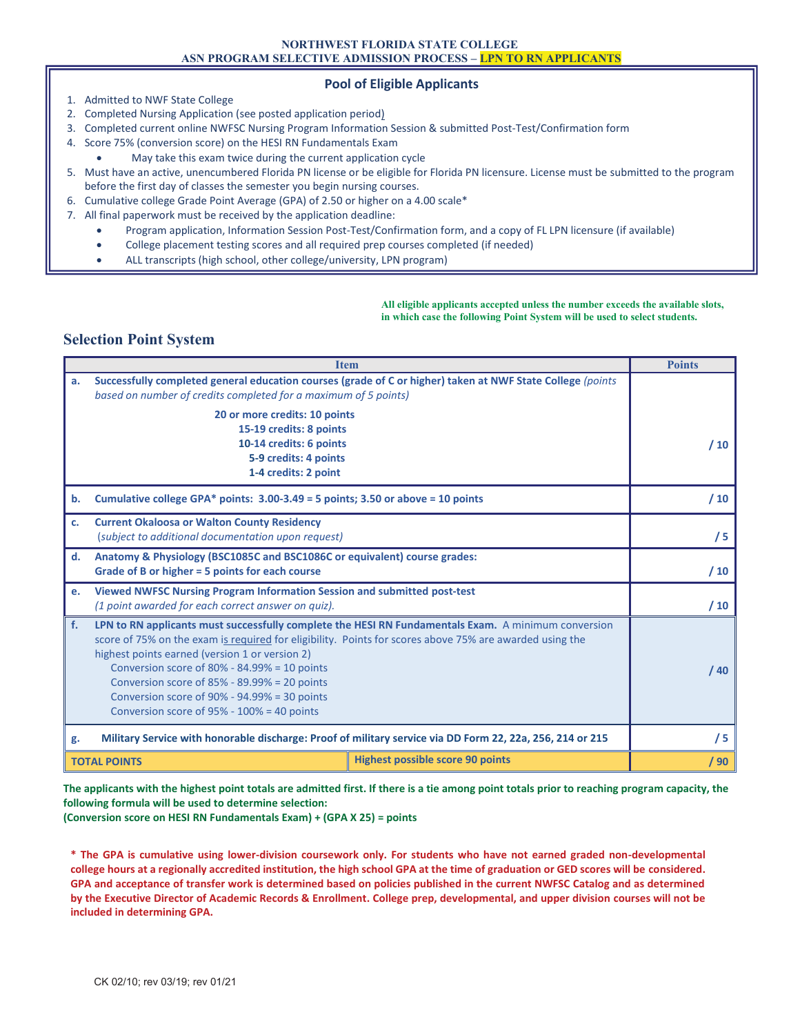**NORTHWEST FLORIDA STATE COLLEGE**
**ASN PROGRAM SELECTIVE ADMISSION PROCESS – LPN TO RN APPLICANTS**

## Pool of Eligible Applicants

1. Admitted to NWF State College
2. Completed Nursing Application (see posted application period)
3. Completed current online NWFSC Nursing Program Information Session & submitted Post-Test/Confirmation form
4. Score 75% (conversion score) on the HESI RN Fundamentals Exam
   - May take this exam twice during the current application cycle
5. Must have an active, unencumbered Florida PN license or be eligible for Florida PN licensure. License must be submitted to the program before the first day of classes the semester you begin nursing courses.
6. Cumulative college Grade Point Average (GPA) of 2.50 or higher on a 4.00 scale*
7. All final paperwork must be received by the application deadline:
   - Program application, Information Session Post-Test/Confirmation form, and a copy of FL LPN licensure (if available)
   - College placement testing scores and all required prep courses completed (if needed)
   - ALL transcripts (high school, other college/university, LPN program)

**All eligible applicants accepted unless the number exceeds the available slots, in which case the following Point System will be used to select students.**

## Selection Point System

| | Item | Points |
|---|---|---|
| a. | **Successfully completed general education courses (grade of C or higher) taken at NWF State College** *(points based on number of credits completed for a maximum of 5 points)*<br>**20 or more credits: 10 points**<br>**15-19 credits: 8 points**<br>**10-14 credits: 6 points**<br>**5-9 credits: 4 points**<br>**1-4 credits: 2 point** | / 10 |
| b. | **Cumulative college GPA* points: 3.00-3.49 = 5 points; 3.50 or above = 10 points** | / 10 |
| c. | **Current Okaloosa or Walton County Residency**<br>*(subject to additional documentation upon request)* | / 5 |
| d. | **Anatomy & Physiology (BSC1085C and BSC1086C or equivalent) course grades:**<br>**Grade of B or higher = 5 points for each course** | / 10 |
| e. | **Viewed NWFSC Nursing Program Information Session and submitted post-test**<br>*(1 point awarded for each correct answer on quiz).* | / 10 |
| f. | **LPN to RN applicants must successfully complete the HESI RN Fundamentals Exam.** A minimum conversion score of 75% on the exam is required for eligibility. Points for scores above 75% are awarded using the highest points earned (version 1 or version 2)<br>Conversion score of 80% - 84.99% = 10 points<br>Conversion score of 85% - 89.99% = 20 points<br>Conversion score of 90% - 94.99% = 30 points<br>Conversion score of 95% - 100% = 40 points | / 40 |
| g. | **Military Service with honorable discharge: Proof of military service via DD Form 22, 22a, 256, 214 or 215** | / 5 |
| **TOTAL POINTS** | **Highest possible score 90 points** | **/ 90** |

**The applicants with the highest point totals are admitted first. If there is a tie among point totals prior to reaching program capacity, the following formula will be used to determine selection:**
**(Conversion score on HESI RN Fundamentals Exam) + (GPA X 25) = points**

**\* The GPA is cumulative using lower-division coursework only. For students who have not earned graded non-developmental college hours at a regionally accredited institution, the high school GPA at the time of graduation or GED scores will be considered. GPA and acceptance of transfer work is determined based on policies published in the current NWFSC Catalog and as determined by the Executive Director of Academic Records & Enrollment. College prep, developmental, and upper division courses will not be included in determining GPA.**

CK 02/10; rev 03/19; rev 01/21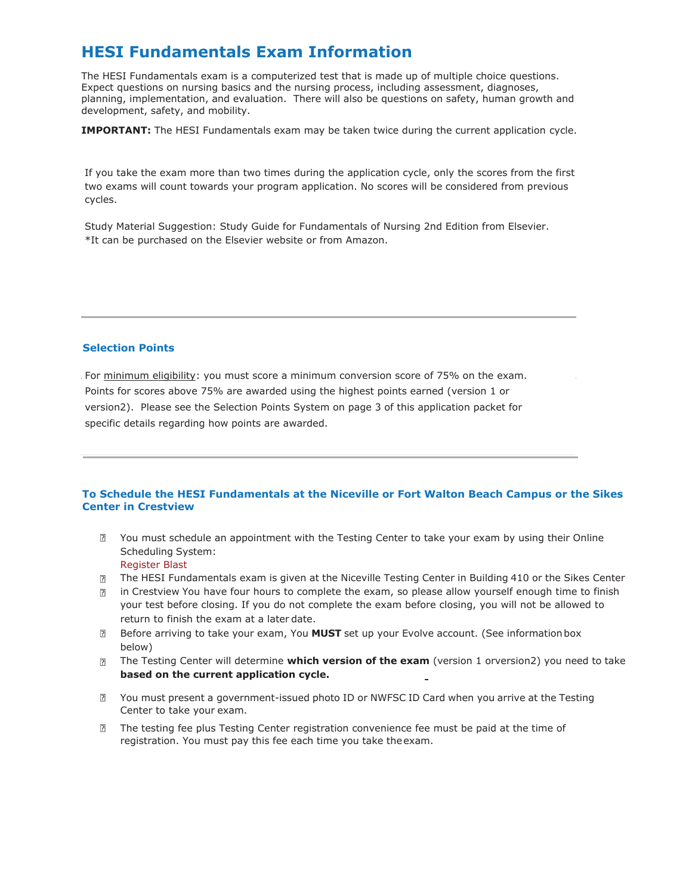# HESI Fundamentals Exam Information

The HESI Fundamentals exam is a computerized test that is made up of multiple choice questions. Expect questions on nursing basics and the nursing process, including assessment, diagnoses, planning, implementation, and evaluation. There will also be questions on safety, human growth and development, safety, and mobility.

**IMPORTANT:** The HESI Fundamentals exam may be taken twice during the current application cycle.

If you take the exam more than two times during the application cycle, only the scores from the first two exams will count towards your program application. No scores will be considered from previous cycles.

Study Material Suggestion: Study Guide for Fundamentals of Nursing 2nd Edition from Elsevier. *It can be purchased on the Elsevier website or from Amazon.

---

### Selection Points

For minimum eligibility: you must score a minimum conversion score of 75% on the exam. Points for scores above 75% are awarded using the highest points earned (version 1 or version2). Please see the Selection Points System on page 3 of this application packet for specific details regarding how points are awarded.

---

### To Schedule the HESI Fundamentals at the Niceville or Fort Walton Beach Campus or the Sikes Center in Crestview

- You must schedule an appointment with the Testing Center to take your exam by using their Online Scheduling System:
  Register Blast
- The HESI Fundamentals exam is given at the Niceville Testing Center in Building 410 or the Sikes Center
- in Crestview You have four hours to complete the exam, so please allow yourself enough time to finish your test before closing. If you do not complete the exam before closing, you will not be allowed to return to finish the exam at a later date.
- Before arriving to take your exam, You **MUST** set up your Evolve account. (See information box below)
- The Testing Center will determine **which version of the exam** (version 1 orversion2) you need to take **based on the current application cycle.**
- You must present a government-issued photo ID or NWFSC ID Card when you arrive at the Testing Center to take your exam.
- The testing fee plus Testing Center registration convenience fee must be paid at the time of registration. You must pay this fee each time you take the exam.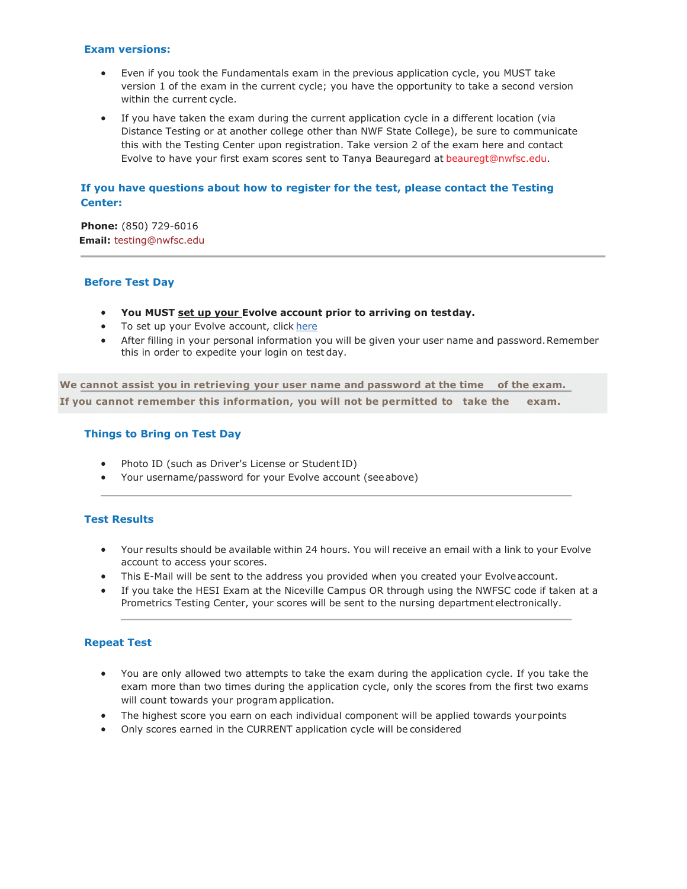### Exam versions:

- Even if you took the Fundamentals exam in the previous application cycle, you MUST take version 1 of the exam in the current cycle; you have the opportunity to take a second version within the current cycle.
- If you have taken the exam during the current application cycle in a different location (via Distance Testing or at another college other than NWF State College), be sure to communicate this with the Testing Center upon registration. Take version 2 of the exam here and contact Evolve to have your first exam scores sent to Tanya Beauregard at beauregt@nwfsc.edu.

### If you have questions about how to register for the test, please contact the Testing Center:

**Phone:** (850) 729-6016
**Email:** testing@nwfsc.edu

---

### Before Test Day

- **You MUST set up your Evolve account prior to arriving on test day.**
- To set up your Evolve account, click here
- After filling in your personal information you will be given your user name and password. Remember this in order to expedite your login on test day.

**We cannot assist you in retrieving your user name and password at the time of the exam. If you cannot remember this information, you will not be permitted to take the exam.**

### Things to Bring on Test Day

- Photo ID (such as Driver's License or Student ID)
- Your username/password for your Evolve account (see above)

---

### Test Results

- Your results should be available within 24 hours. You will receive an email with a link to your Evolve account to access your scores.
- This E-Mail will be sent to the address you provided when you created your Evolve account.
- If you take the HESI Exam at the Niceville Campus OR through using the NWFSC code if taken at a Prometrics Testing Center, your scores will be sent to the nursing department electronically.

---

### Repeat Test

- You are only allowed two attempts to take the exam during the application cycle. If you take the exam more than two times during the application cycle, only the scores from the first two exams will count towards your program application.
- The highest score you earn on each individual component will be applied towards your points
- Only scores earned in the CURRENT application cycle will be considered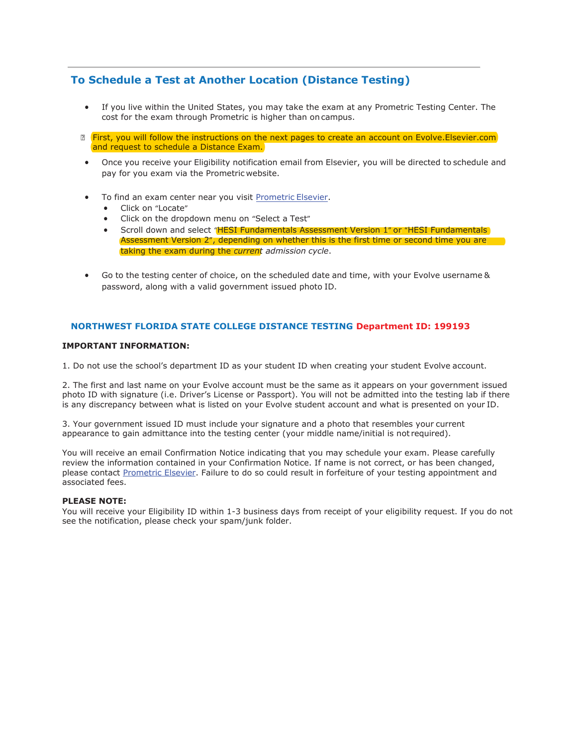## To Schedule a Test at Another Location (Distance Testing)

- If you live within the United States, you may take the exam at any Prometric Testing Center. The cost for the exam through Prometric is higher than on campus.
- First, you will follow the instructions on the next pages to create an account on Evolve.Elsevier.com and request to schedule a Distance Exam.
- Once you receive your Eligibility notification email from Elsevier, you will be directed to schedule and pay for you exam via the Prometric website.
- To find an exam center near you visit [Prometric Elsevier](Prometric Elsevier).
  - Click on "Locate"
  - Click on the dropdown menu on "Select a Test"
  - Scroll down and select "HESI Fundamentals Assessment Version 1" or "HESI Fundamentals Assessment Version 2", depending on whether this is the first time or second time you are taking the exam during the *current* admission cycle.
- Go to the testing center of choice, on the scheduled date and time, with your Evolve username & password, along with a valid government issued photo ID.

### NORTHWEST FLORIDA STATE COLLEGE DISTANCE TESTING Department ID: 199193

**IMPORTANT INFORMATION:**

1. Do not use the school's department ID as your student ID when creating your student Evolve account.

2. The first and last name on your Evolve account must be the same as it appears on your government issued photo ID with signature (i.e. Driver's License or Passport). You will not be admitted into the testing lab if there is any discrepancy between what is listed on your Evolve student account and what is presented on your ID.

3. Your government issued ID must include your signature and a photo that resembles your current appearance to gain admittance into the testing center (your middle name/initial is not required).

You will receive an email Confirmation Notice indicating that you may schedule your exam. Please carefully review the information contained in your Confirmation Notice. If name is not correct, or has been changed, please contact Prometric Elsevier. Failure to do so could result in forfeiture of your testing appointment and associated fees.

**PLEASE NOTE:**
You will receive your Eligibility ID within 1-3 business days from receipt of your eligibility request. If you do not see the notification, please check your spam/junk folder.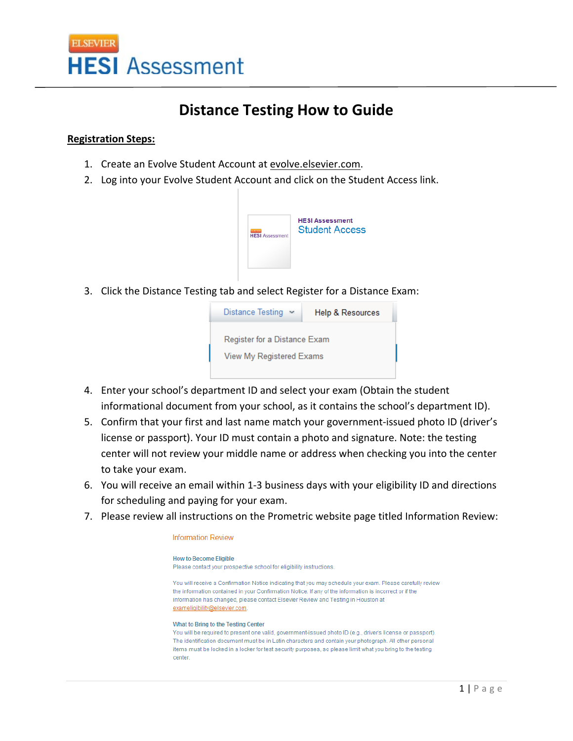ELSEVIER

# HESI Assessment

## Distance Testing How to Guide

**Registration Steps:**

1. Create an Evolve Student Account at evolve.elsevier.com.
2. Log into your Evolve Student Account and click on the Student Access link.

   HESI Assessment
   Student Access

3. Click the Distance Testing tab and select Register for a Distance Exam:

   Distance Testing | Help & Resources
   - Register for a Distance Exam
   - View My Registered Exams

4. Enter your school's department ID and select your exam (Obtain the student informational document from your school, as it contains the school's department ID).
5. Confirm that your first and last name match your government-issued photo ID (driver's license or passport). Your ID must contain a photo and signature. Note: the testing center will not review your middle name or address when checking you into the center to take your exam.
6. You will receive an email within 1-3 business days with your eligibility ID and directions for scheduling and paying for your exam.
7. Please review all instructions on the Prometric website page titled Information Review:

   Information Review

   How to Become Eligible
   Please contact your prospective school for eligibility instructions.

   You will receive a Confirmation Notice indicating that you may schedule your exam. Please carefully review the information contained in your Confirmation Notice. If any of the information is incorrect or if the information has changed, please contact Elsevier Review and Testing in Houston at exameligibility@elsevier.com.

   What to Bring to the Testing Center
   You will be required to present one valid, government-issued photo ID (e.g., driver's license or passport). The identification document must be in Latin characters and contain your photograph. All other personal items must be locked in a locker for test security purposes, so please limit what you bring to the testing center.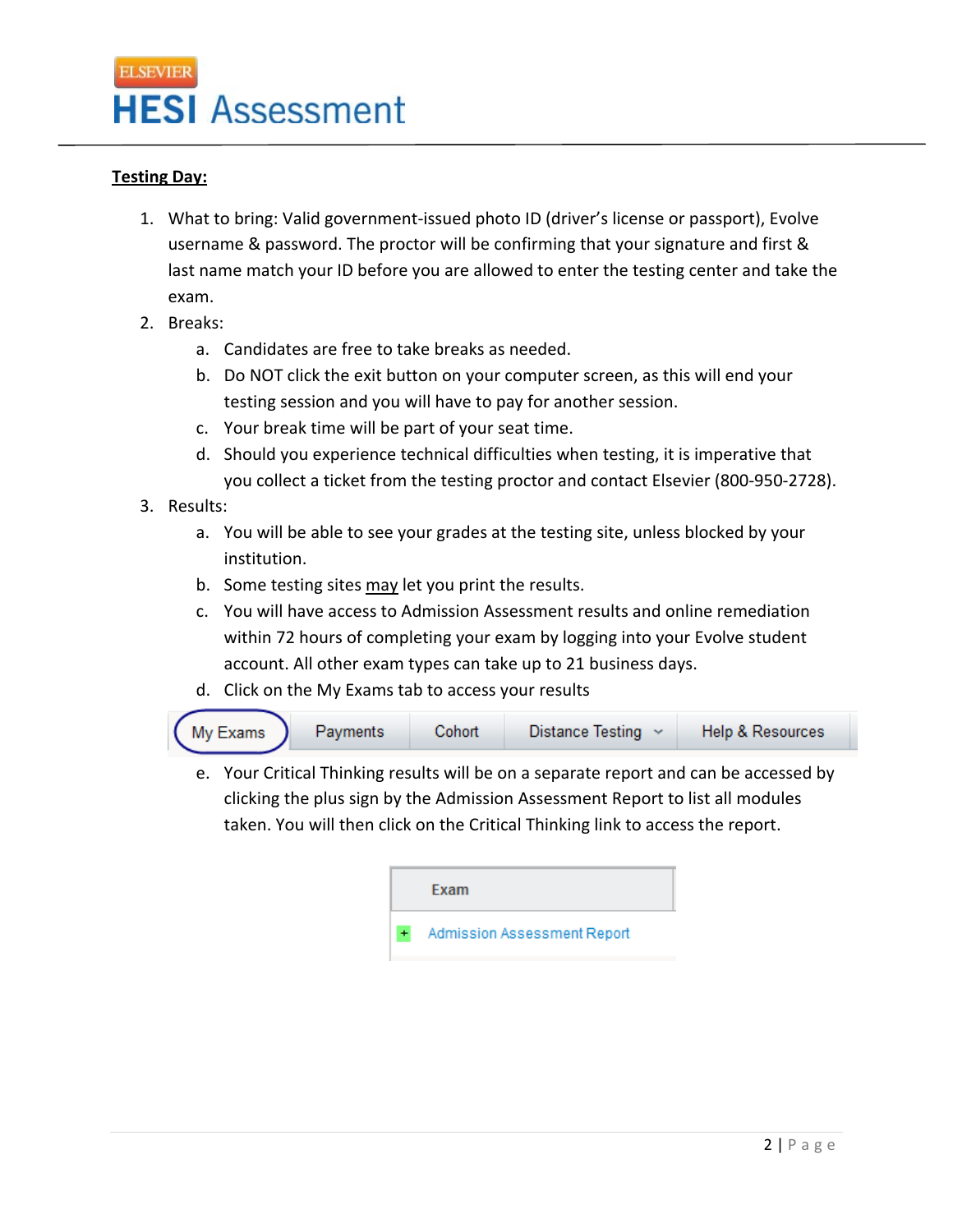# ELSEVIER HESI Assessment

**Testing Day:**

1. What to bring: Valid government-issued photo ID (driver's license or passport), Evolve username & password. The proctor will be confirming that your signature and first & last name match your ID before you are allowed to enter the testing center and take the exam.
2. Breaks:
   a. Candidates are free to take breaks as needed.
   b. Do NOT click the exit button on your computer screen, as this will end your testing session and you will have to pay for another session.
   c. Your break time will be part of your seat time.
   d. Should you experience technical difficulties when testing, it is imperative that you collect a ticket from the testing proctor and contact Elsevier (800-950-2728).
3. Results:
   a. You will be able to see your grades at the testing site, unless blocked by your institution.
   b. Some testing sites may let you print the results.
   c. You will have access to Admission Assessment results and online remediation within 72 hours of completing your exam by logging into your Evolve student account. All other exam types can take up to 21 business days.
   d. Click on the My Exams tab to access your results

   My Exams | Payments | Cohort | Distance Testing | Help & Resources

   e. Your Critical Thinking results will be on a separate report and can be accessed by clicking the plus sign by the Admission Assessment Report to list all modules taken. You will then click on the Critical Thinking link to access the report.

| Exam |
| --- |
| + Admission Assessment Report |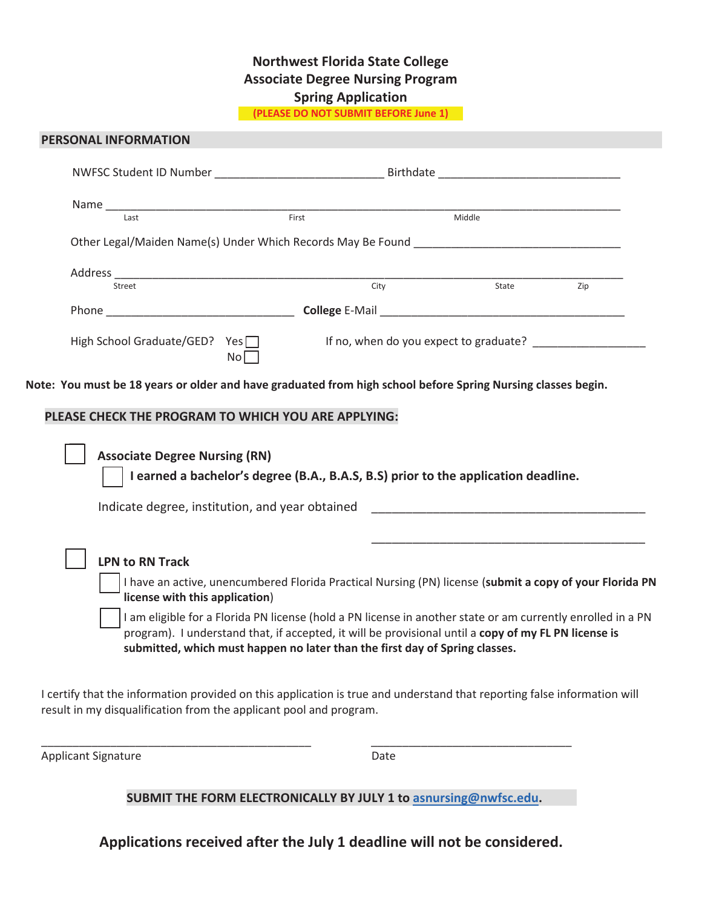# Northwest Florida State College
## Associate Degree Nursing Program
## Spring Application

**(PLEASE DO NOT SUBMIT BEFORE June 1)**

## PERSONAL INFORMATION

NWFSC Student ID Number ___________________________ Birthdate _____________________________

Name ______________________________________________________________________________
Last First Middle

Other Legal/Maiden Name(s) Under Which Records May Be Found _________________________________

Address ____________________________________________________________________________
Street City State Zip

Phone ______________________________ **College** E-Mail ________________________________________

High School Graduate/GED? Yes ☐ No ☐ If no, when do you expect to graduate? __________________

**Note: You must be 18 years or older and have graduated from high school before Spring Nursing classes begin.**

## PLEASE CHECK THE PROGRAM TO WHICH YOU ARE APPLYING:

☐ **Associate Degree Nursing (RN)**

☐ **I earned a bachelor's degree (B.A., B.A.S, B.S) prior to the application deadline.**

Indicate degree, institution, and year obtained __________________________________________

__________________________________________

☐ **LPN to RN Track**

☐ I have an active, unencumbered Florida Practical Nursing (PN) license (**submit a copy of your Florida PN license with this application**)

☐ I am eligible for a Florida PN license (hold a PN license in another state or am currently enrolled in a PN program). I understand that, if accepted, it will be provisional until a **copy of my FL PN license is submitted, which must happen no later than the first day of Spring classes.**

I certify that the information provided on this application is true and understand that reporting false information will result in my disqualification from the applicant pool and program.

_____________________________________________ _________________________________

Applicant Signature Date

**SUBMIT THE FORM ELECTRONICALLY BY JULY 1 to asnursing@nwfsc.edu.**

**Applications received after the July 1 deadline will not be considered.**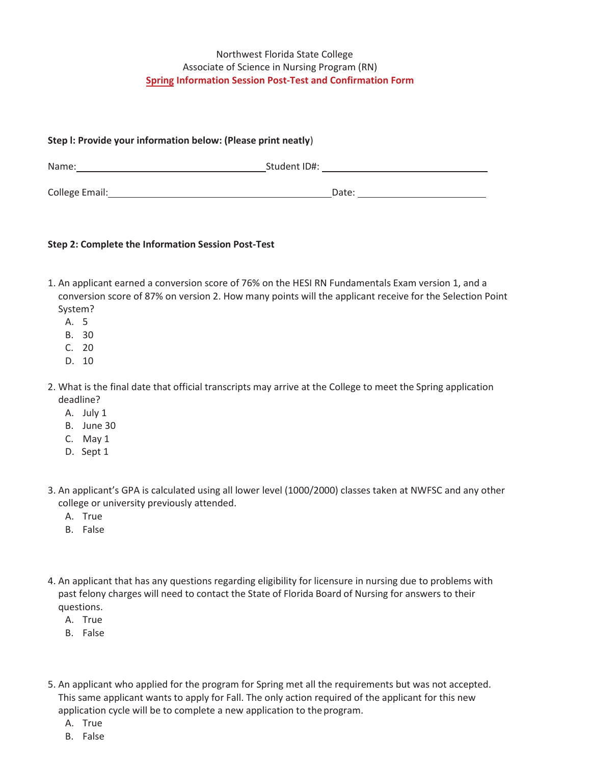Northwest Florida State College
Associate of Science in Nursing Program (RN)
**Spring Information Session Post-Test and Confirmation Form**

**Step l: Provide your information below: (Please print neatly)**

Name:________________________________ Student ID#: ______________________________

College Email:________________________________________ Date: ______________________

**Step 2: Complete the Information Session Post-Test**

1. An applicant earned a conversion score of 76% on the HESI RN Fundamentals Exam version 1, and a conversion score of 87% on version 2. How many points will the applicant receive for the Selection Point System?
   A. 5
   B. 30
   C. 20
   D. 10

2. What is the final date that official transcripts may arrive at the College to meet the Spring application deadline?
   A. July 1
   B. June 30
   C. May 1
   D. Sept 1

3. An applicant's GPA is calculated using all lower level (1000/2000) classes taken at NWFSC and any other college or university previously attended.
   A. True
   B. False

4. An applicant that has any questions regarding eligibility for licensure in nursing due to problems with past felony charges will need to contact the State of Florida Board of Nursing for answers to their questions.
   A. True
   B. False

5. An applicant who applied for the program for Spring met all the requirements but was not accepted. This same applicant wants to apply for Fall. The only action required of the applicant for this new application cycle will be to complete a new application to the program.
   A. True
   B. False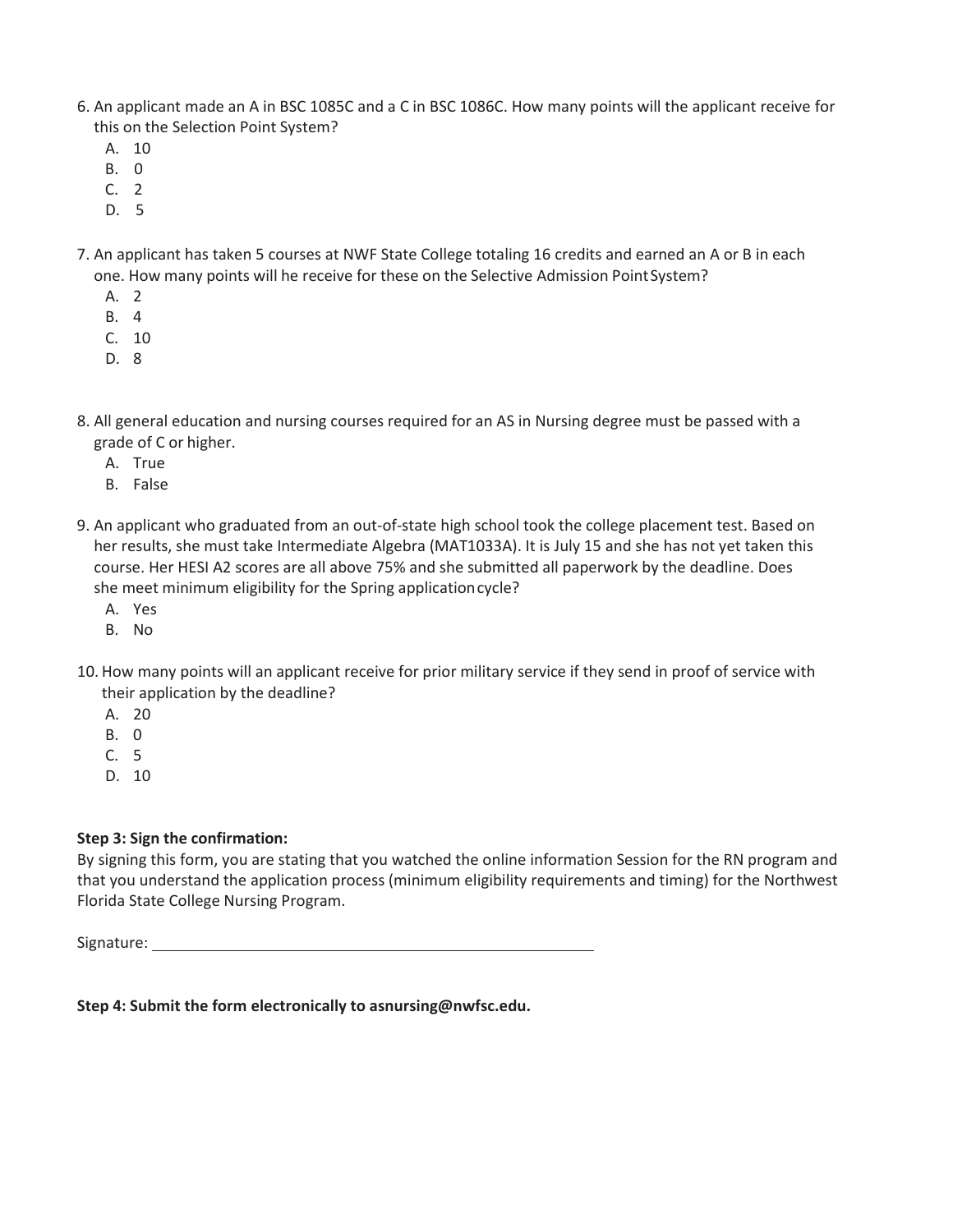6. An applicant made an A in BSC 1085C and a C in BSC 1086C. How many points will the applicant receive for this on the Selection Point System?
   A. 10
   B. 0
   C. 2
   D. 5

7. An applicant has taken 5 courses at NWF State College totaling 16 credits and earned an A or B in each one. How many points will he receive for these on the Selective Admission Point System?
   A. 2
   B. 4
   C. 10
   D. 8

8. All general education and nursing courses required for an AS in Nursing degree must be passed with a grade of C or higher.
   A. True
   B. False

9. An applicant who graduated from an out-of-state high school took the college placement test. Based on her results, she must take Intermediate Algebra (MAT1033A). It is July 15 and she has not yet taken this course. Her HESI A2 scores are all above 75% and she submitted all paperwork by the deadline. Does she meet minimum eligibility for the Spring application cycle?
   A. Yes
   B. No

10. How many points will an applicant receive for prior military service if they send in proof of service with their application by the deadline?
    A. 20
    B. 0
    C. 5
    D. 10

**Step 3: Sign the confirmation:**

By signing this form, you are stating that you watched the online information Session for the RN program and that you understand the application process (minimum eligibility requirements and timing) for the Northwest Florida State College Nursing Program.

Signature: ______________________________________________

**Step 4: Submit the form electronically to asnursing@nwfsc.edu.**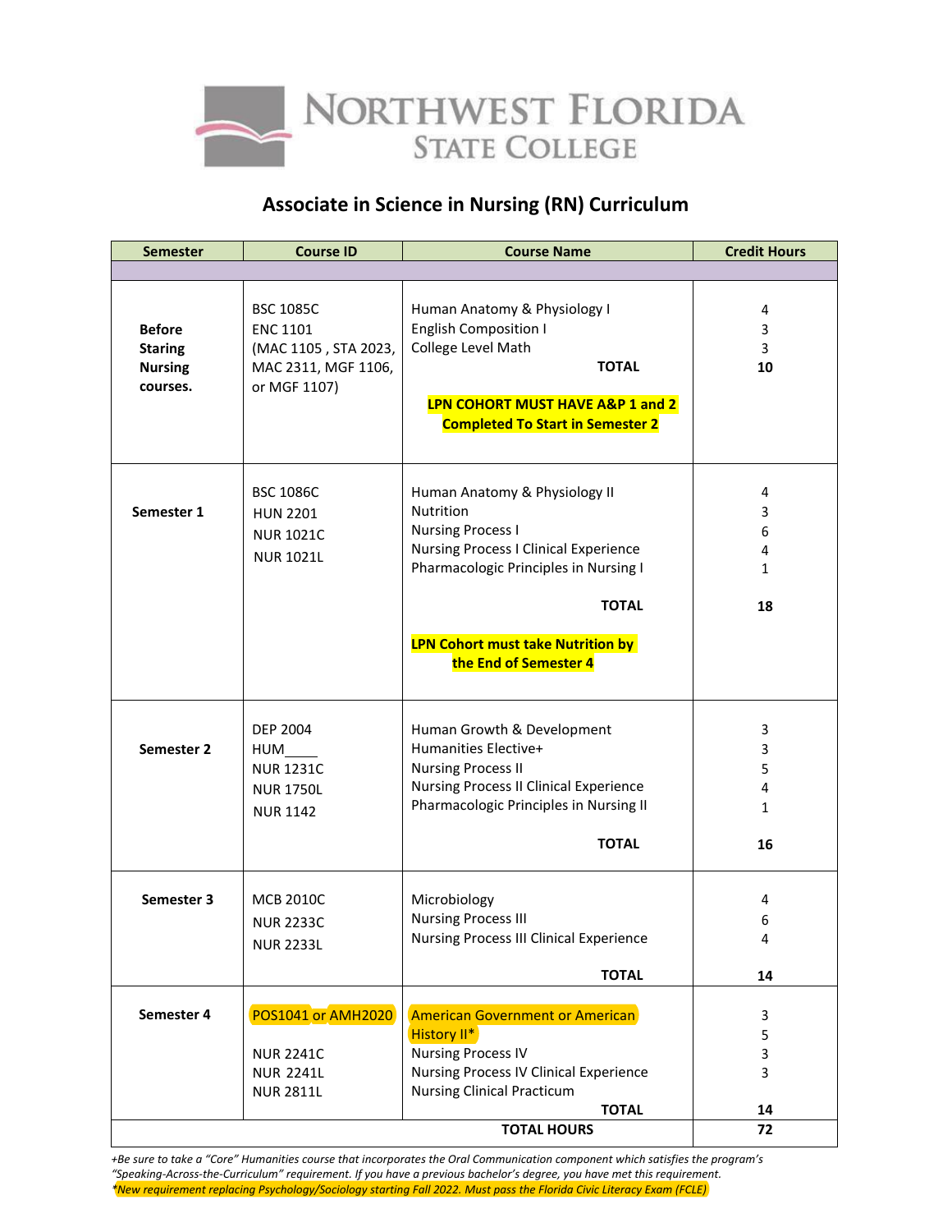# NORTHWEST FLORIDA STATE COLLEGE

## Associate in Science in Nursing (RN) Curriculum

| Semester | Course ID | Course Name | Credit Hours |
|---|---|---|---|
| | | | |
| **Before Staring Nursing courses.** | BSC 1085C<br>ENC 1101<br>(MAC 1105 , STA 2023, MAC 2311, MGF 1106, or MGF 1107) | Human Anatomy & Physiology I<br>English Composition I<br>College Level Math<br>**TOTAL**<br><br>**LPN COHORT MUST HAVE A&P 1 and 2 Completed To Start in Semester 2** | 4<br>3<br>3<br>**10** |
| **Semester 1** | BSC 1086C<br>HUN 2201<br>NUR 1021C<br>NUR 1021L | Human Anatomy & Physiology II<br>Nutrition<br>Nursing Process I<br>Nursing Process I Clinical Experience<br>Pharmacologic Principles in Nursing I<br><br>**TOTAL**<br><br>**LPN Cohort must take Nutrition by the End of Semester 4** | 4<br>3<br>6<br>4<br>1<br><br>**18** |
| **Semester 2** | DEP 2004<br>HUM____<br>NUR 1231C<br>NUR 1750L<br>NUR 1142 | Human Growth & Development<br>Humanities Elective+<br>Nursing Process II<br>Nursing Process II Clinical Experience<br>Pharmacologic Principles in Nursing II<br><br>**TOTAL** | 3<br>3<br>5<br>4<br>1<br><br>**16** |
| **Semester 3** | MCB 2010C<br>NUR 2233C<br>NUR 2233L | Microbiology<br>Nursing Process III<br>Nursing Process III Clinical Experience<br><br>**TOTAL** | 4<br>6<br>4<br><br>**14** |
| **Semester 4** | POS1041 or AMH2020<br><br>NUR 2241C<br>NUR 2241L<br>NUR 2811L | American Government or American History II*<br>Nursing Process IV<br>Nursing Process IV Clinical Experience<br>Nursing Clinical Practicum<br>**TOTAL** | 3<br>5<br>3<br>3<br><br>**14** |
| | | **TOTAL HOURS** | **72** |

*+Be sure to take a "Core" Humanities course that incorporates the Oral Communication component which satisfies the program's "Speaking-Across-the-Curriculum" requirement. If you have a previous bachelor's degree, you have met this requirement.*

*\*New requirement replacing Psychology/Sociology starting Fall 2022. Must pass the Florida Civic Literacy Exam (FCLE)*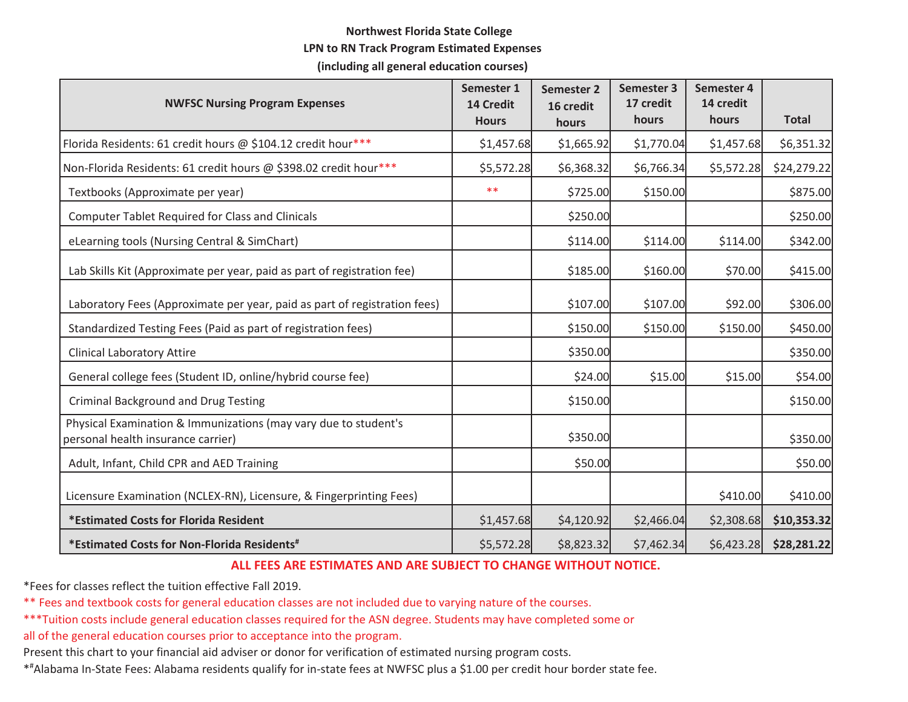**Northwest Florida State College**
**LPN to RN Track Program Estimated Expenses**
**(including all general education courses)**

| NWFSC Nursing Program Expenses | Semester 1 14 Credit Hours | Semester 2 16 credit hours | Semester 3 17 credit hours | Semester 4 14 credit hours | Total |
|---|---|---|---|---|---|
| Florida Residents: 61 credit hours @ $104.12 credit hour*** | $1,457.68 | $1,665.92 | $1,770.04 | $1,457.68 | $6,351.32 |
| Non-Florida Residents: 61 credit hours @ $398.02 credit hour*** | $5,572.28 | $6,368.32 | $6,766.34 | $5,572.28 | $24,279.22 |
| Textbooks (Approximate per year) | ** | $725.00 | $150.00 | | $875.00 |
| Computer Tablet Required for Class and Clinicals | | $250.00 | | | $250.00 |
| eLearning tools (Nursing Central & SimChart) | | $114.00 | $114.00 | $114.00 | $342.00 |
| Lab Skills Kit (Approximate per year, paid as part of registration fee) | | $185.00 | $160.00 | $70.00 | $415.00 |
| Laboratory Fees (Approximate per year, paid as part of registration fees) | | $107.00 | $107.00 | $92.00 | $306.00 |
| Standardized Testing Fees (Paid as part of registration fees) | | $150.00 | $150.00 | $150.00 | $450.00 |
| Clinical Laboratory Attire | | $350.00 | | | $350.00 |
| General college fees (Student ID, online/hybrid course fee) | | $24.00 | $15.00 | $15.00 | $54.00 |
| Criminal Background and Drug Testing | | $150.00 | | | $150.00 |
| Physical Examination & Immunizations (may vary due to student's personal health insurance carrier) | | $350.00 | | | $350.00 |
| Adult, Infant, Child CPR and AED Training | | $50.00 | | | $50.00 |
| Licensure Examination (NCLEX-RN), Licensure, & Fingerprinting Fees) | | | | $410.00 | $410.00 |
| **\*Estimated Costs for Florida Resident** | $1,457.68 | $4,120.92 | $2,466.04 | $2,308.68 | **$10,353.32** |
| **\*Estimated Costs for Non-Florida Residents#** | $5,572.28 | $8,823.32 | $7,462.34 | $6,423.28 | **$28,281.22** |

**ALL FEES ARE ESTIMATES AND ARE SUBJECT TO CHANGE WITHOUT NOTICE.**

*Fees for classes reflect the tuition effective Fall 2019.

** Fees and textbook costs for general education classes are not included due to varying nature of the courses.

***Tuition costs include general education classes required for the ASN degree. Students may have completed some or all of the general education courses prior to acceptance into the program.

Present this chart to your financial aid adviser or donor for verification of estimated nursing program costs.

*#Alabama In-State Fees: Alabama residents qualify for in-state fees at NWFSC plus a $1.00 per credit hour border state fee.